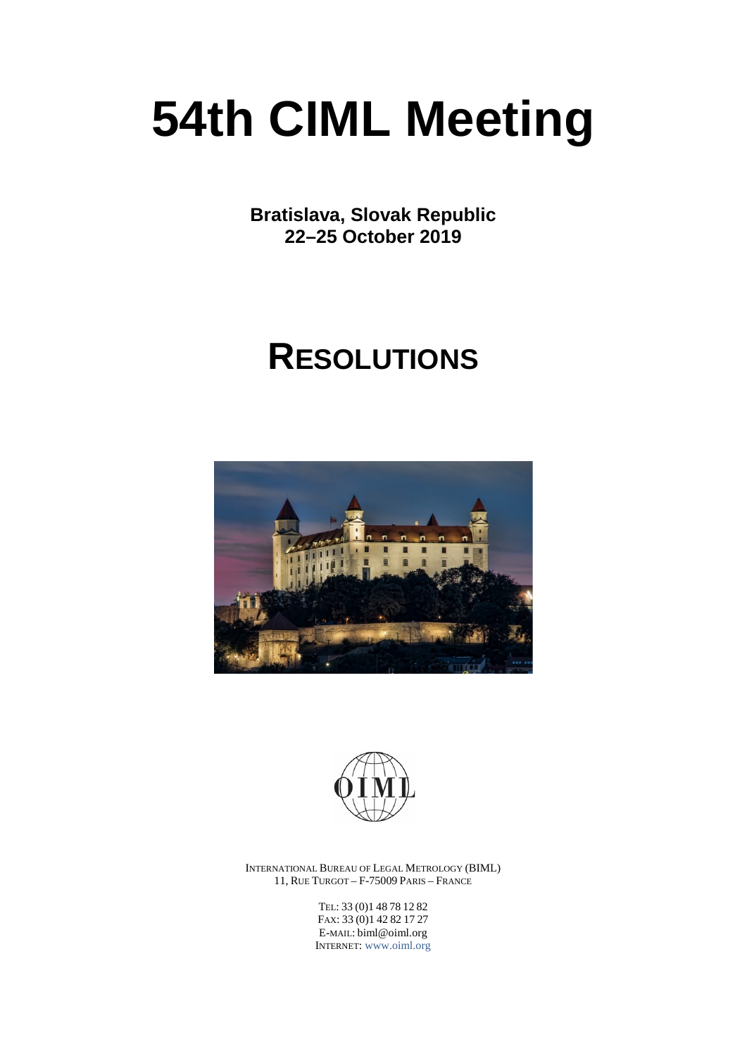# 54th CIML Meeting

**Bratislava, Slovak Republic**
**22–25 October 2019**

# RESOLUTIONS

INTERNATIONAL BUREAU OF LEGAL METROLOGY (BIML)
11, RUE TURGOT – F-75009 PARIS – FRANCE

TEL: 33 (0)1 48 78 12 82
FAX: 33 (0)1 42 82 17 27
E-MAIL: biml@oiml.org
INTERNET: www.oiml.org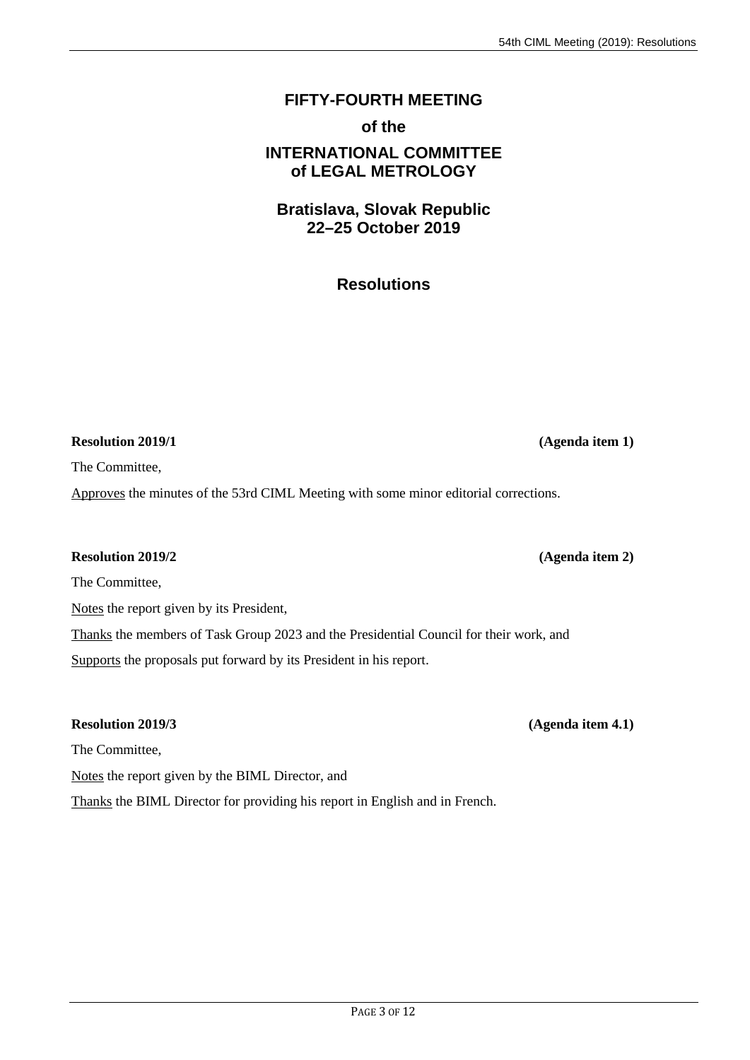# FIFTY-FOURTH MEETING

## of the

## INTERNATIONAL COMMITTEE of LEGAL METROLOGY

## Bratislava, Slovak Republic 22–25 October 2019

## Resolutions

**Resolution 2019/1** **(Agenda item 1)**

The Committee,

Approves the minutes of the 53rd CIML Meeting with some minor editorial corrections.

**Resolution 2019/2** **(Agenda item 2)**

The Committee,

Notes the report given by its President,

Thanks the members of Task Group 2023 and the Presidential Council for their work, and

Supports the proposals put forward by its President in his report.

**Resolution 2019/3** **(Agenda item 4.1)**

The Committee,

Notes the report given by the BIML Director, and

Thanks the BIML Director for providing his report in English and in French.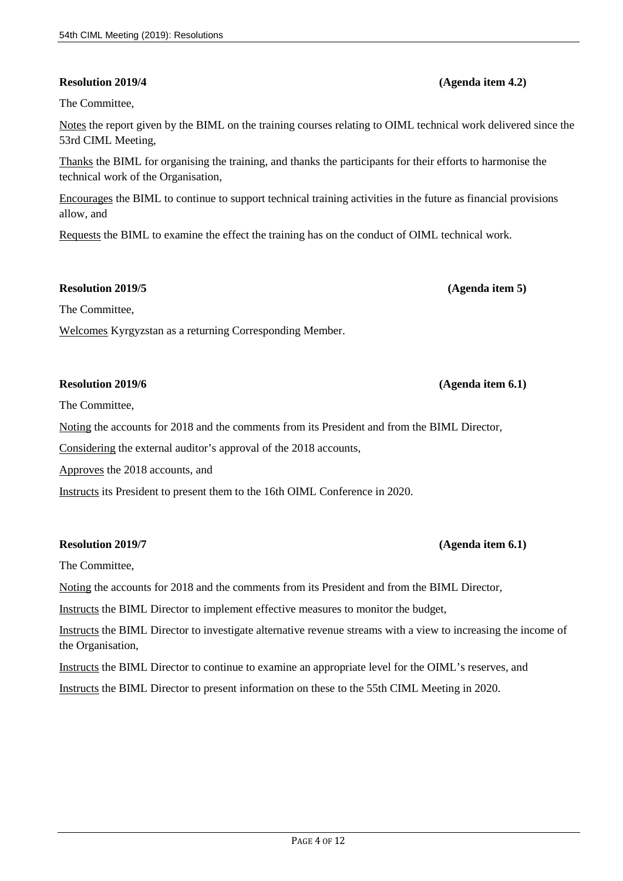**Resolution 2019/4** **(Agenda item 4.2)**

The Committee,

Notes the report given by the BIML on the training courses relating to OIML technical work delivered since the 53rd CIML Meeting,

Thanks the BIML for organising the training, and thanks the participants for their efforts to harmonise the technical work of the Organisation,

Encourages the BIML to continue to support technical training activities in the future as financial provisions allow, and

Requests the BIML to examine the effect the training has on the conduct of OIML technical work.

**Resolution 2019/5** **(Agenda item 5)**

The Committee,

Welcomes Kyrgyzstan as a returning Corresponding Member.

**Resolution 2019/6** **(Agenda item 6.1)**

The Committee,

Noting the accounts for 2018 and the comments from its President and from the BIML Director,

Considering the external auditor's approval of the 2018 accounts,

Approves the 2018 accounts, and

Instructs its President to present them to the 16th OIML Conference in 2020.

**Resolution 2019/7** **(Agenda item 6.1)**

The Committee,

Noting the accounts for 2018 and the comments from its President and from the BIML Director,

Instructs the BIML Director to implement effective measures to monitor the budget,

Instructs the BIML Director to investigate alternative revenue streams with a view to increasing the income of the Organisation,

Instructs the BIML Director to continue to examine an appropriate level for the OIML's reserves, and

Instructs the BIML Director to present information on these to the 55th CIML Meeting in 2020.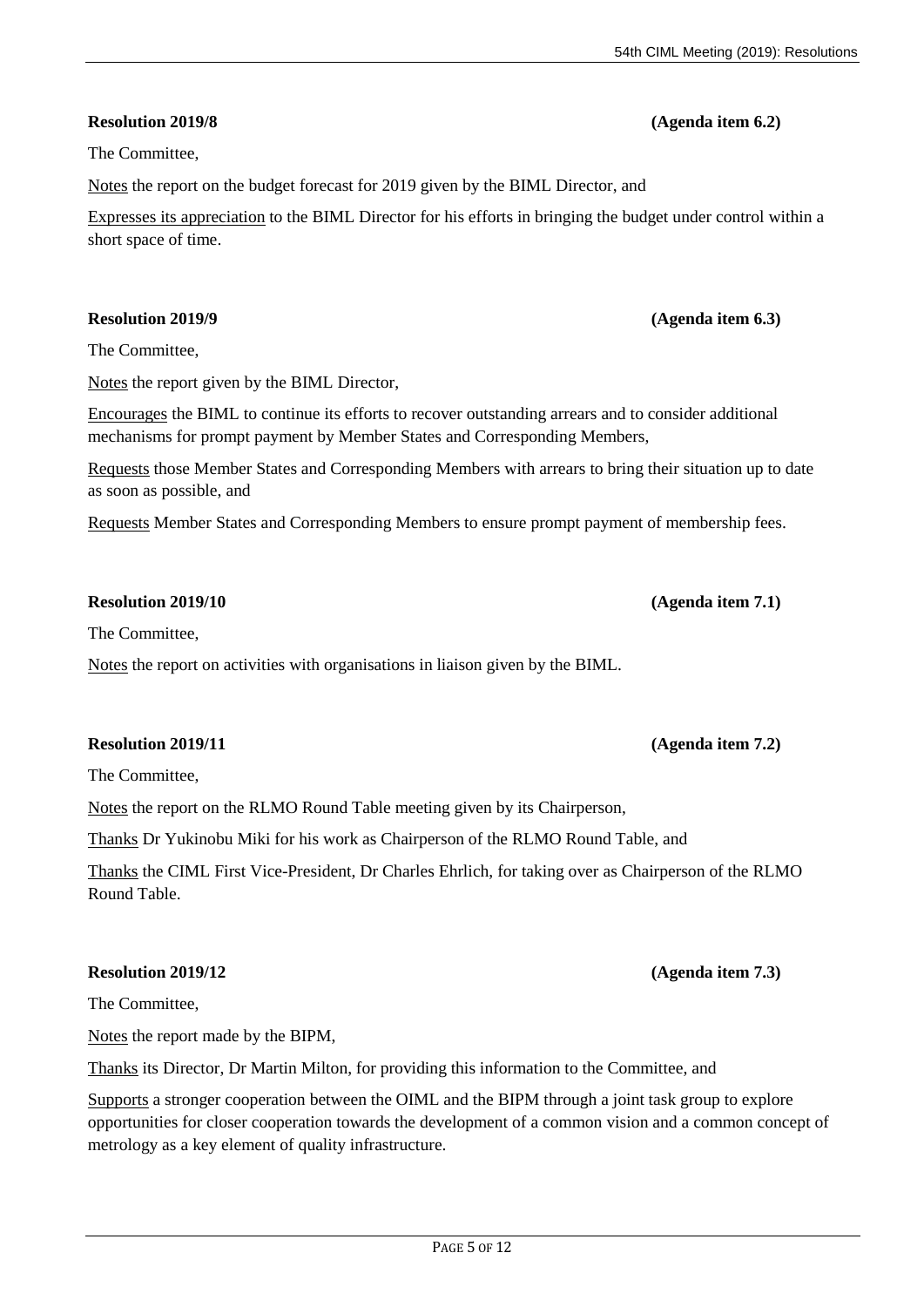**Resolution 2019/8** **(Agenda item 6.2)**

The Committee,

Notes the report on the budget forecast for 2019 given by the BIML Director, and

Expresses its appreciation to the BIML Director for his efforts in bringing the budget under control within a short space of time.

**Resolution 2019/9** **(Agenda item 6.3)**

The Committee,

Notes the report given by the BIML Director,

Encourages the BIML to continue its efforts to recover outstanding arrears and to consider additional mechanisms for prompt payment by Member States and Corresponding Members,

Requests those Member States and Corresponding Members with arrears to bring their situation up to date as soon as possible, and

Requests Member States and Corresponding Members to ensure prompt payment of membership fees.

**Resolution 2019/10** **(Agenda item 7.1)**

The Committee,

Notes the report on activities with organisations in liaison given by the BIML.

**Resolution 2019/11** **(Agenda item 7.2)**

The Committee,

Notes the report on the RLMO Round Table meeting given by its Chairperson,

Thanks Dr Yukinobu Miki for his work as Chairperson of the RLMO Round Table, and

Thanks the CIML First Vice-President, Dr Charles Ehrlich, for taking over as Chairperson of the RLMO Round Table.

**Resolution 2019/12** **(Agenda item 7.3)**

The Committee,

Notes the report made by the BIPM,

Thanks its Director, Dr Martin Milton, for providing this information to the Committee, and

Supports a stronger cooperation between the OIML and the BIPM through a joint task group to explore opportunities for closer cooperation towards the development of a common vision and a common concept of metrology as a key element of quality infrastructure.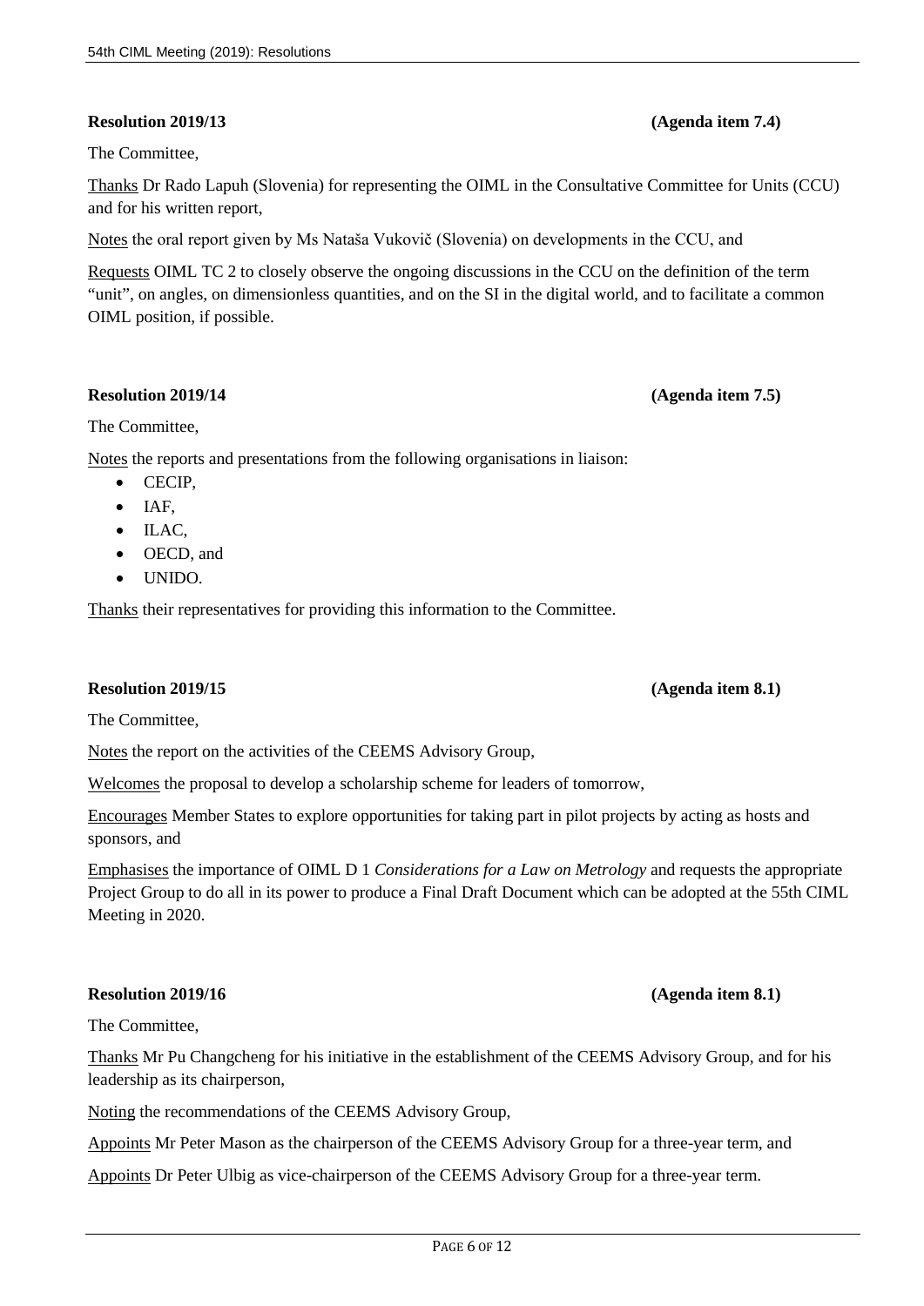**Resolution 2019/13** **(Agenda item 7.4)**

The Committee,

Thanks Dr Rado Lapuh (Slovenia) for representing the OIML in the Consultative Committee for Units (CCU) and for his written report,

Notes the oral report given by Ms Nataša Vukovič (Slovenia) on developments in the CCU, and

Requests OIML TC 2 to closely observe the ongoing discussions in the CCU on the definition of the term "unit", on angles, on dimensionless quantities, and on the SI in the digital world, and to facilitate a common OIML position, if possible.

**Resolution 2019/14** **(Agenda item 7.5)**

The Committee,

Notes the reports and presentations from the following organisations in liaison:

- CECIP,
- IAF,
- ILAC,
- OECD, and
- UNIDO.

Thanks their representatives for providing this information to the Committee.

**Resolution 2019/15** **(Agenda item 8.1)**

The Committee,

Notes the report on the activities of the CEEMS Advisory Group,

Welcomes the proposal to develop a scholarship scheme for leaders of tomorrow,

Encourages Member States to explore opportunities for taking part in pilot projects by acting as hosts and sponsors, and

Emphasises the importance of OIML D 1 *Considerations for a Law on Metrology* and requests the appropriate Project Group to do all in its power to produce a Final Draft Document which can be adopted at the 55th CIML Meeting in 2020.

**Resolution 2019/16** **(Agenda item 8.1)**

The Committee,

Thanks Mr Pu Changcheng for his initiative in the establishment of the CEEMS Advisory Group, and for his leadership as its chairperson,

Noting the recommendations of the CEEMS Advisory Group,

Appoints Mr Peter Mason as the chairperson of the CEEMS Advisory Group for a three-year term, and

Appoints Dr Peter Ulbig as vice-chairperson of the CEEMS Advisory Group for a three-year term.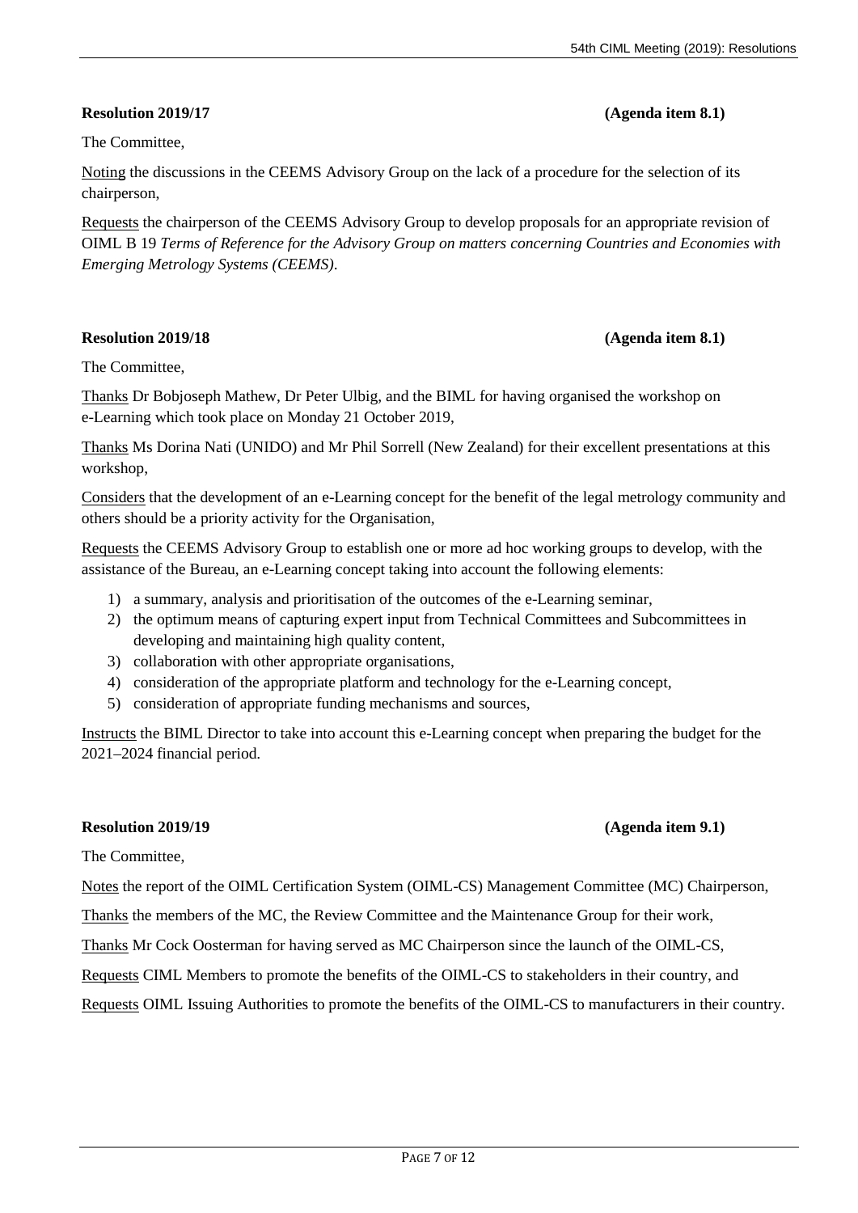**Resolution 2019/17 (Agenda item 8.1)**

The Committee,

Noting the discussions in the CEEMS Advisory Group on the lack of a procedure for the selection of its chairperson,

Requests the chairperson of the CEEMS Advisory Group to develop proposals for an appropriate revision of OIML B 19 *Terms of Reference for the Advisory Group on matters concerning Countries and Economies with Emerging Metrology Systems (CEEMS)*.

**Resolution 2019/18 (Agenda item 8.1)**

The Committee,

Thanks Dr Bobjoseph Mathew, Dr Peter Ulbig, and the BIML for having organised the workshop on e-Learning which took place on Monday 21 October 2019,

Thanks Ms Dorina Nati (UNIDO) and Mr Phil Sorrell (New Zealand) for their excellent presentations at this workshop,

Considers that the development of an e-Learning concept for the benefit of the legal metrology community and others should be a priority activity for the Organisation,

Requests the CEEMS Advisory Group to establish one or more ad hoc working groups to develop, with the assistance of the Bureau, an e-Learning concept taking into account the following elements:

1) a summary, analysis and prioritisation of the outcomes of the e-Learning seminar,
2) the optimum means of capturing expert input from Technical Committees and Subcommittees in developing and maintaining high quality content,
3) collaboration with other appropriate organisations,
4) consideration of the appropriate platform and technology for the e-Learning concept,
5) consideration of appropriate funding mechanisms and sources,

Instructs the BIML Director to take into account this e-Learning concept when preparing the budget for the 2021–2024 financial period.

**Resolution 2019/19 (Agenda item 9.1)**

The Committee,

Notes the report of the OIML Certification System (OIML-CS) Management Committee (MC) Chairperson,

Thanks the members of the MC, the Review Committee and the Maintenance Group for their work,

Thanks Mr Cock Oosterman for having served as MC Chairperson since the launch of the OIML-CS,

Requests CIML Members to promote the benefits of the OIML-CS to stakeholders in their country, and

Requests OIML Issuing Authorities to promote the benefits of the OIML-CS to manufacturers in their country.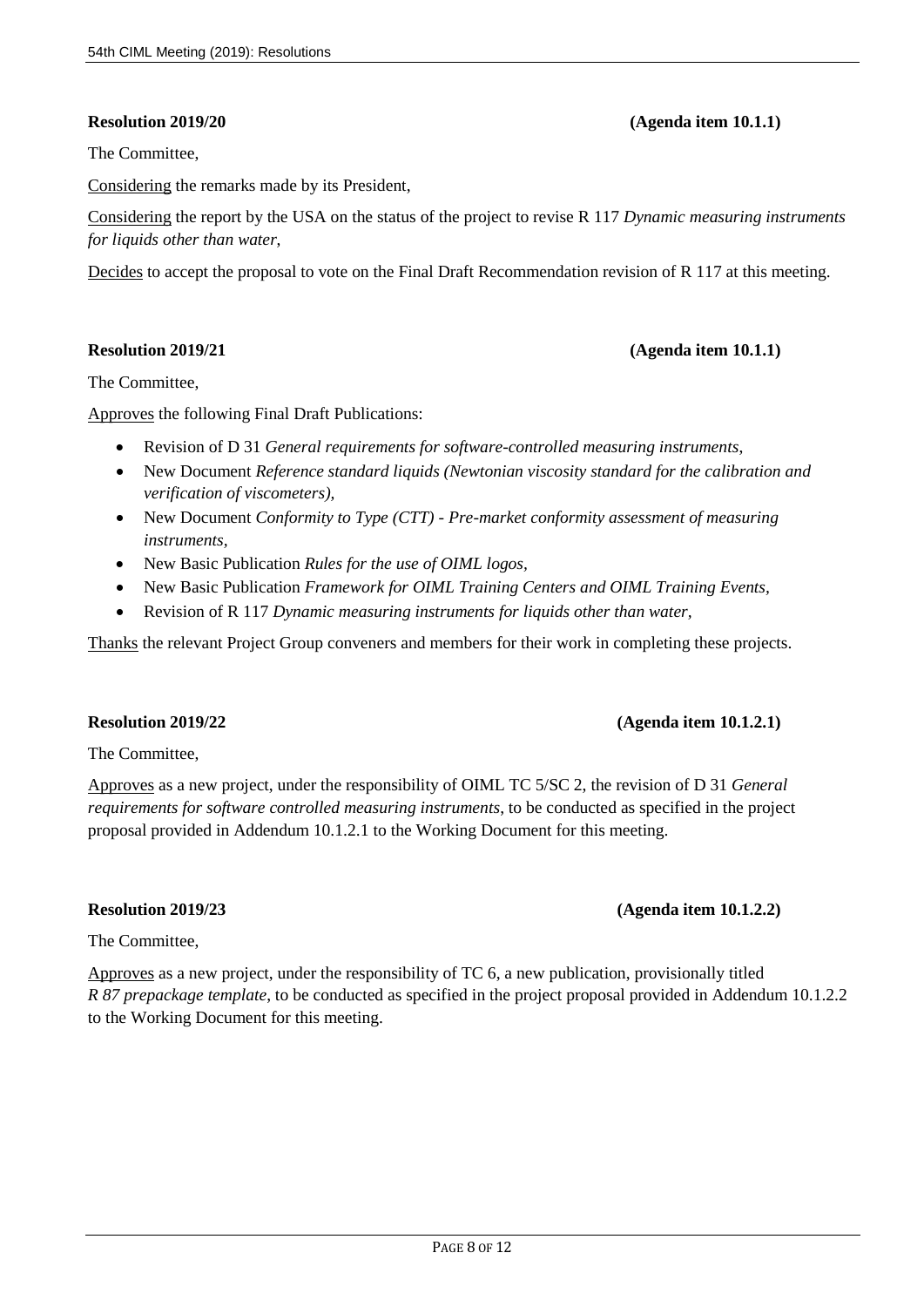**Resolution 2019/20** **(Agenda item 10.1.1)**

The Committee,

Considering the remarks made by its President,

Considering the report by the USA on the status of the project to revise R 117 *Dynamic measuring instruments for liquids other than water*,

Decides to accept the proposal to vote on the Final Draft Recommendation revision of R 117 at this meeting.

**Resolution 2019/21** **(Agenda item 10.1.1)**

The Committee,

Approves the following Final Draft Publications:

- Revision of D 31 *General requirements for software-controlled measuring instruments*,
- New Document *Reference standard liquids (Newtonian viscosity standard for the calibration and verification of viscometers)*,
- New Document *Conformity to Type (CTT) - Pre-market conformity assessment of measuring instruments*,
- New Basic Publication *Rules for the use of OIML logos*,
- New Basic Publication *Framework for OIML Training Centers and OIML Training Events*,
- Revision of R 117 *Dynamic measuring instruments for liquids other than water*,

Thanks the relevant Project Group conveners and members for their work in completing these projects.

**Resolution 2019/22** **(Agenda item 10.1.2.1)**

The Committee,

Approves as a new project, under the responsibility of OIML TC 5/SC 2, the revision of D 31 *General requirements for software controlled measuring instruments*, to be conducted as specified in the project proposal provided in Addendum 10.1.2.1 to the Working Document for this meeting.

**Resolution 2019/23** **(Agenda item 10.1.2.2)**

The Committee,

Approves as a new project, under the responsibility of TC 6, a new publication, provisionally titled *R 87 prepackage template*, to be conducted as specified in the project proposal provided in Addendum 10.1.2.2 to the Working Document for this meeting.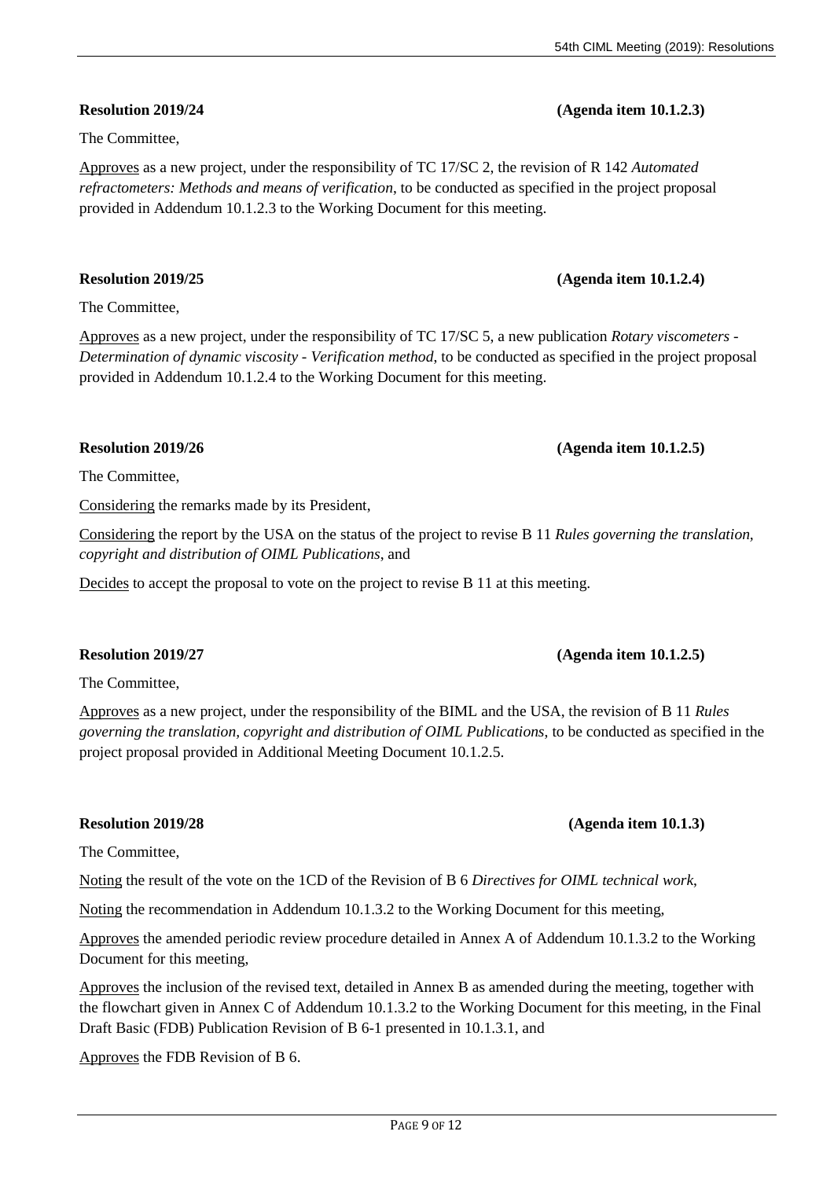**Resolution 2019/24** **(Agenda item 10.1.2.3)**

The Committee,

Approves as a new project, under the responsibility of TC 17/SC 2, the revision of R 142 *Automated refractometers: Methods and means of verification*, to be conducted as specified in the project proposal provided in Addendum 10.1.2.3 to the Working Document for this meeting.

**Resolution 2019/25** **(Agenda item 10.1.2.4)**

The Committee,

Approves as a new project, under the responsibility of TC 17/SC 5, a new publication *Rotary viscometers - Determination of dynamic viscosity - Verification method*, to be conducted as specified in the project proposal provided in Addendum 10.1.2.4 to the Working Document for this meeting.

**Resolution 2019/26** **(Agenda item 10.1.2.5)**

The Committee,

Considering the remarks made by its President,

Considering the report by the USA on the status of the project to revise B 11 *Rules governing the translation, copyright and distribution of OIML Publications*, and

Decides to accept the proposal to vote on the project to revise B 11 at this meeting.

**Resolution 2019/27** **(Agenda item 10.1.2.5)**

The Committee,

Approves as a new project, under the responsibility of the BIML and the USA, the revision of B 11 *Rules governing the translation, copyright and distribution of OIML Publications*, to be conducted as specified in the project proposal provided in Additional Meeting Document 10.1.2.5.

**Resolution 2019/28** **(Agenda item 10.1.3)**

The Committee,

Noting the result of the vote on the 1CD of the Revision of B 6 *Directives for OIML technical work*,

Noting the recommendation in Addendum 10.1.3.2 to the Working Document for this meeting,

Approves the amended periodic review procedure detailed in Annex A of Addendum 10.1.3.2 to the Working Document for this meeting,

Approves the inclusion of the revised text, detailed in Annex B as amended during the meeting, together with the flowchart given in Annex C of Addendum 10.1.3.2 to the Working Document for this meeting, in the Final Draft Basic (FDB) Publication Revision of B 6-1 presented in 10.1.3.1, and

Approves the FDB Revision of B 6.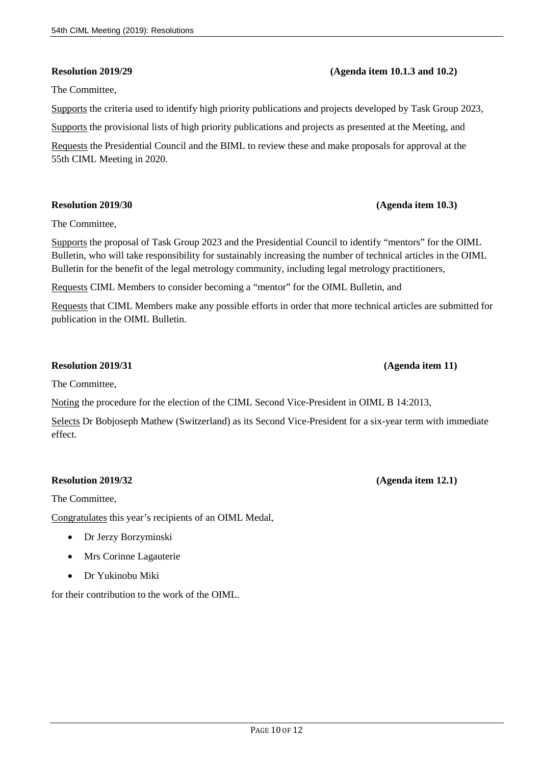**Resolution 2019/29** **(Agenda item 10.1.3 and 10.2)**

The Committee,

Supports the criteria used to identify high priority publications and projects developed by Task Group 2023,

Supports the provisional lists of high priority publications and projects as presented at the Meeting, and

Requests the Presidential Council and the BIML to review these and make proposals for approval at the 55th CIML Meeting in 2020.

**Resolution 2019/30** **(Agenda item 10.3)**

The Committee,

Supports the proposal of Task Group 2023 and the Presidential Council to identify "mentors" for the OIML Bulletin, who will take responsibility for sustainably increasing the number of technical articles in the OIML Bulletin for the benefit of the legal metrology community, including legal metrology practitioners,

Requests CIML Members to consider becoming a "mentor" for the OIML Bulletin, and

Requests that CIML Members make any possible efforts in order that more technical articles are submitted for publication in the OIML Bulletin.

**Resolution 2019/31** **(Agenda item 11)**

The Committee,

Noting the procedure for the election of the CIML Second Vice-President in OIML B 14:2013,

Selects Dr Bobjoseph Mathew (Switzerland) as its Second Vice-President for a six-year term with immediate effect.

**Resolution 2019/32** **(Agenda item 12.1)**

The Committee,

Congratulates this year's recipients of an OIML Medal,

- Dr Jerzy Borzyminski
- Mrs Corinne Lagauterie
- Dr Yukinobu Miki

for their contribution to the work of the OIML.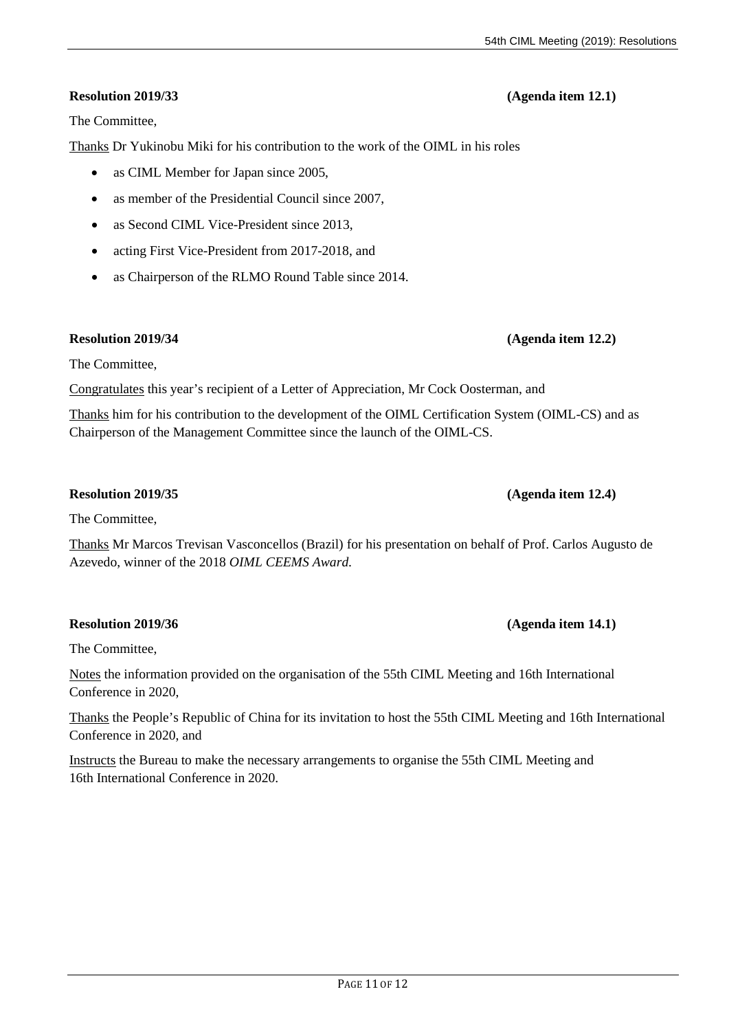**Resolution 2019/33** **(Agenda item 12.1)**

The Committee,

Thanks Dr Yukinobu Miki for his contribution to the work of the OIML in his roles

- as CIML Member for Japan since 2005,
- as member of the Presidential Council since 2007,
- as Second CIML Vice-President since 2013,
- acting First Vice-President from 2017-2018, and
- as Chairperson of the RLMO Round Table since 2014.

**Resolution 2019/34** **(Agenda item 12.2)**

The Committee,

Congratulates this year's recipient of a Letter of Appreciation, Mr Cock Oosterman, and

Thanks him for his contribution to the development of the OIML Certification System (OIML-CS) and as Chairperson of the Management Committee since the launch of the OIML-CS.

**Resolution 2019/35** **(Agenda item 12.4)**

The Committee,

Thanks Mr Marcos Trevisan Vasconcellos (Brazil) for his presentation on behalf of Prof. Carlos Augusto de Azevedo, winner of the 2018 *OIML CEEMS Award.*

**Resolution 2019/36** **(Agenda item 14.1)**

The Committee,

Notes the information provided on the organisation of the 55th CIML Meeting and 16th International Conference in 2020,

Thanks the People's Republic of China for its invitation to host the 55th CIML Meeting and 16th International Conference in 2020, and

Instructs the Bureau to make the necessary arrangements to organise the 55th CIML Meeting and 16th International Conference in 2020.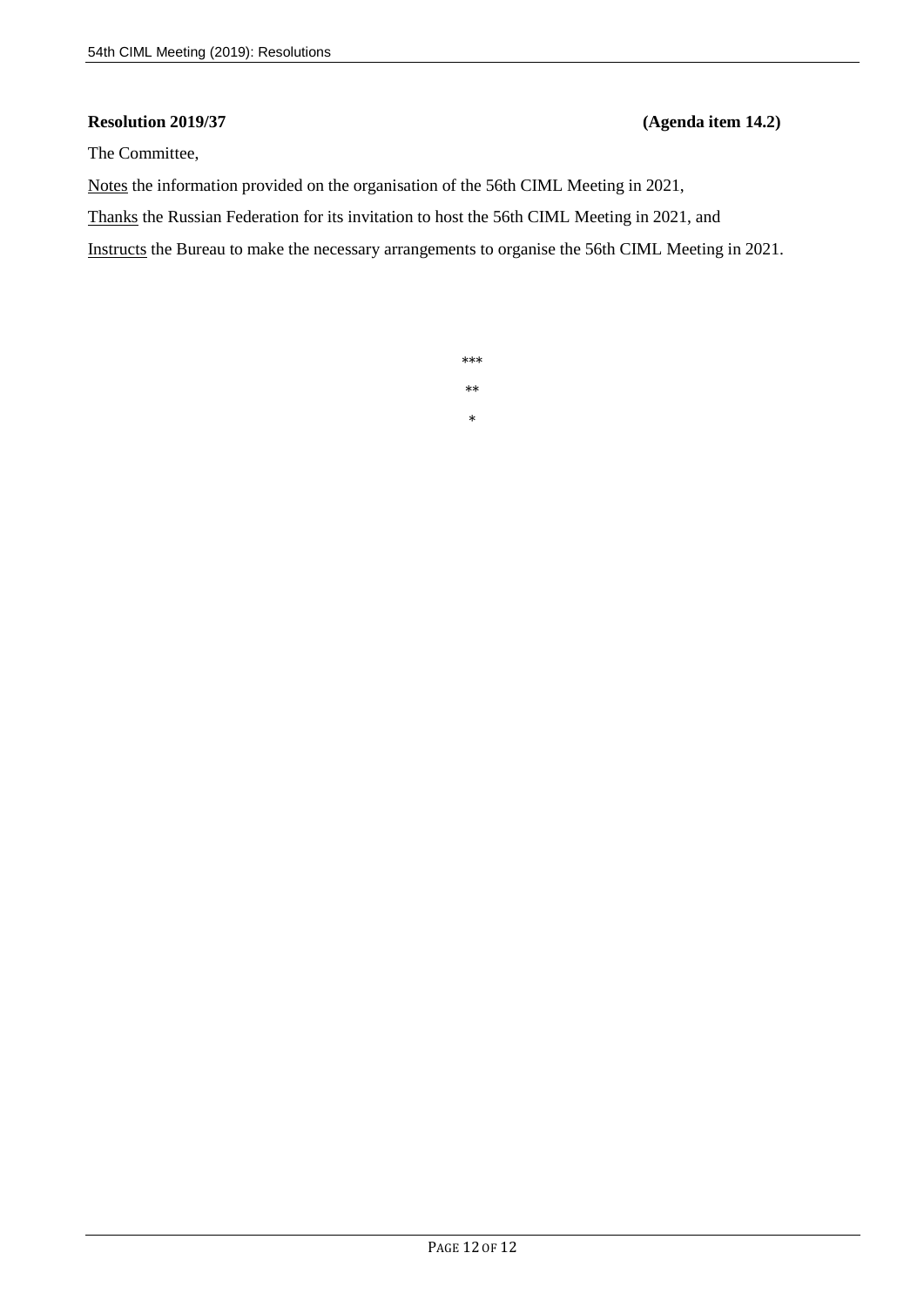**Resolution 2019/37** **(Agenda item 14.2)**

The Committee,

Notes the information provided on the organisation of the 56th CIML Meeting in 2021,

Thanks the Russian Federation for its invitation to host the 56th CIML Meeting in 2021, and

Instructs the Bureau to make the necessary arrangements to organise the 56th CIML Meeting in 2021.

***

**

*